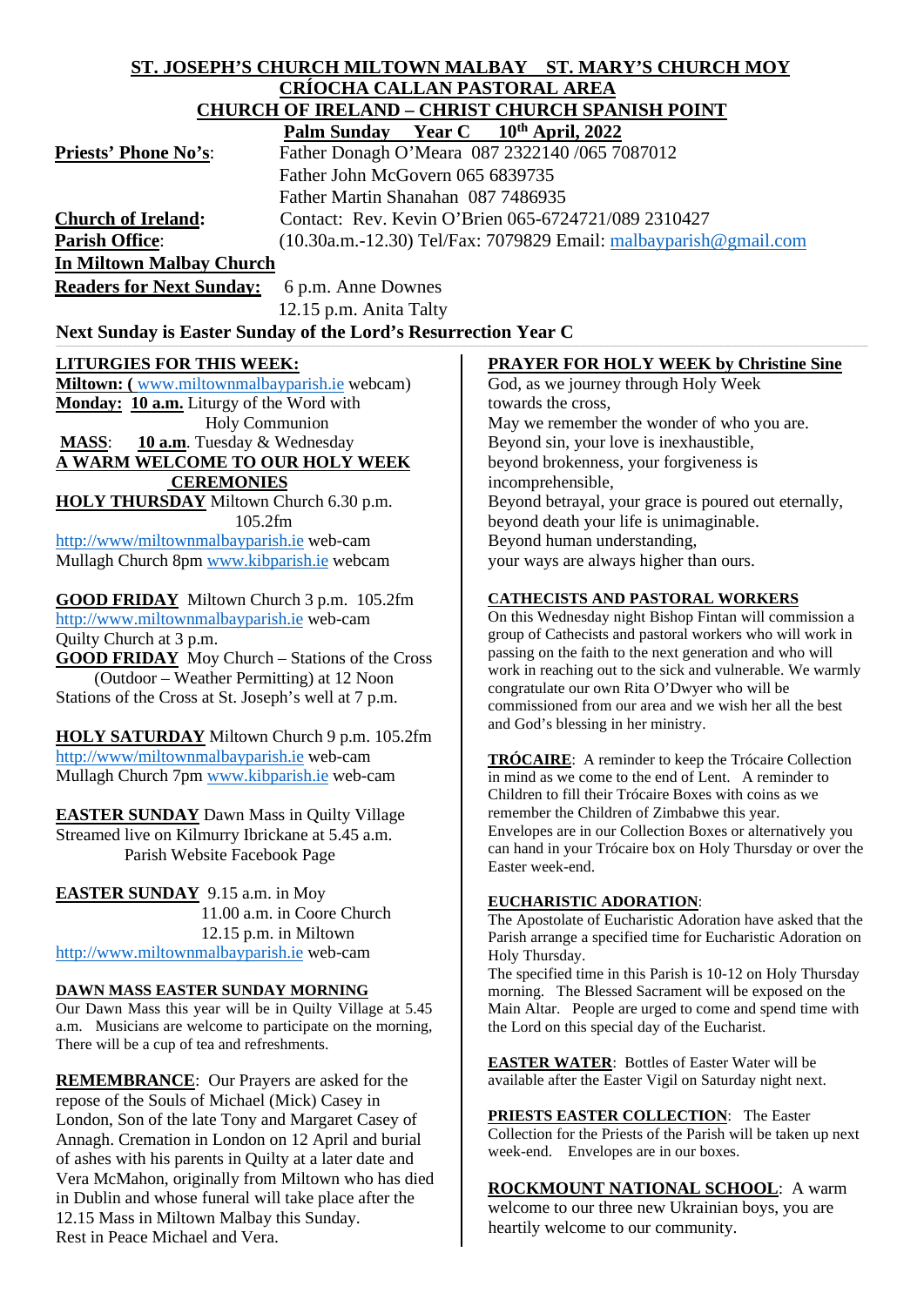# ST. JOSEPH'S CHURCH MILTOWN MALBAY ST. MARY'S CHURCH MOY

## CRÍOCHA CALLAN PASTORAL AREA

## CHURCH OF IRELAND – CHRIST CHURCH SPANISH POINT

**Palm Sunday Year C 10th April, 2022**

**Priests' Phone No's**: Father Donagh O'Meara 087 2322140 /065 7087012
Father John McGovern 065 6839735
Father Martin Shanahan 087 7486935

**Church of Ireland:** Contact: Rev. Kevin O'Brien 065-6724721/089 2310427

**Parish Office**: (10.30a.m.-12.30) Tel/Fax: 7079829 Email: malbayparish@gmail.com

**In Miltown Malbay Church**

**Readers for Next Sunday:** 6 p.m. Anne Downes
12.15 p.m. Anita Talty

**Next Sunday is Easter Sunday of the Lord's Resurrection Year C**

**LITURGIES FOR THIS WEEK:**

**Miltown: (** www.miltownmalbayparish.ie webcam)

**Monday: 10 a.m.** Liturgy of the Word with Holy Communion

**MASS**: **10 a.m**. Tuesday & Wednesday

**A WARM WELCOME TO OUR HOLY WEEK CEREMONIES**

**HOLY THURSDAY** Miltown Church 6.30 p.m. 105.2fm
http://www/miltownmalbayparish.ie web-cam
Mullagh Church 8pm www.kibparish.ie webcam

**GOOD FRIDAY** Miltown Church 3 p.m. 105.2fm
http://www.miltownmalbayparish.ie web-cam
Quilty Church at 3 p.m.

**GOOD FRIDAY** Moy Church – Stations of the Cross (Outdoor – Weather Permitting) at 12 Noon
Stations of the Cross at St. Joseph's well at 7 p.m.

**HOLY SATURDAY** Miltown Church 9 p.m. 105.2fm
http://www/miltownmalbayparish.ie web-cam
Mullagh Church 7pm www.kibparish.ie web-cam

**EASTER SUNDAY** Dawn Mass in Quilty Village
Streamed live on Kilmurry Ibrickane at 5.45 a.m.
Parish Website Facebook Page

**EASTER SUNDAY** 9.15 a.m. in Moy
11.00 a.m. in Coore Church
12.15 p.m. in Miltown
http://www.miltownmalbayparish.ie web-cam

**DAWN MASS EASTER SUNDAY MORNING**

Our Dawn Mass this year will be in Quilty Village at 5.45 a.m. Musicians are welcome to participate on the morning, There will be a cup of tea and refreshments.

**REMEMBRANCE**: Our Prayers are asked for the repose of the Souls of Michael (Mick) Casey in London, Son of the late Tony and Margaret Casey of Annagh. Cremation in London on 12 April and burial of ashes with his parents in Quilty at a later date and Vera McMahon, originally from Miltown who has died in Dublin and whose funeral will take place after the 12.15 Mass in Miltown Malbay this Sunday.
Rest in Peace Michael and Vera.

**PRAYER FOR HOLY WEEK by Christine Sine**

God, as we journey through Holy Week
towards the cross,
May we remember the wonder of who you are.
Beyond sin, your love is inexhaustible,
beyond brokenness, your forgiveness is
incomprehensible,
Beyond betrayal, your grace is poured out eternally,
beyond death your life is unimaginable.
Beyond human understanding,
your ways are always higher than ours.

**CATHECISTS AND PASTORAL WORKERS**

On this Wednesday night Bishop Fintan will commission a group of Cathecists and pastoral workers who will work in passing on the faith to the next generation and who will work in reaching out to the sick and vulnerable. We warmly congratulate our own Rita O'Dwyer who will be commissioned from our area and we wish her all the best and God's blessing in her ministry.

**TRÓCAIRE**: A reminder to keep the Trócaire Collection in mind as we come to the end of Lent. A reminder to Children to fill their Trócaire Boxes with coins as we remember the Children of Zimbabwe this year.
Envelopes are in our Collection Boxes or alternatively you can hand in your Trócaire box on Holy Thursday or over the Easter week-end.

**EUCHARISTIC ADORATION**:

The Apostolate of Eucharistic Adoration have asked that the Parish arrange a specified time for Eucharistic Adoration on Holy Thursday.
The specified time in this Parish is 10-12 on Holy Thursday morning. The Blessed Sacrament will be exposed on the Main Altar. People are urged to come and spend time with the Lord on this special day of the Eucharist.

**EASTER WATER**: Bottles of Easter Water will be available after the Easter Vigil on Saturday night next.

**PRIESTS EASTER COLLECTION**: The Easter Collection for the Priests of the Parish will be taken up next week-end. Envelopes are in our boxes.

**ROCKMOUNT NATIONAL SCHOOL**: A warm welcome to our three new Ukrainian boys, you are heartily welcome to our community.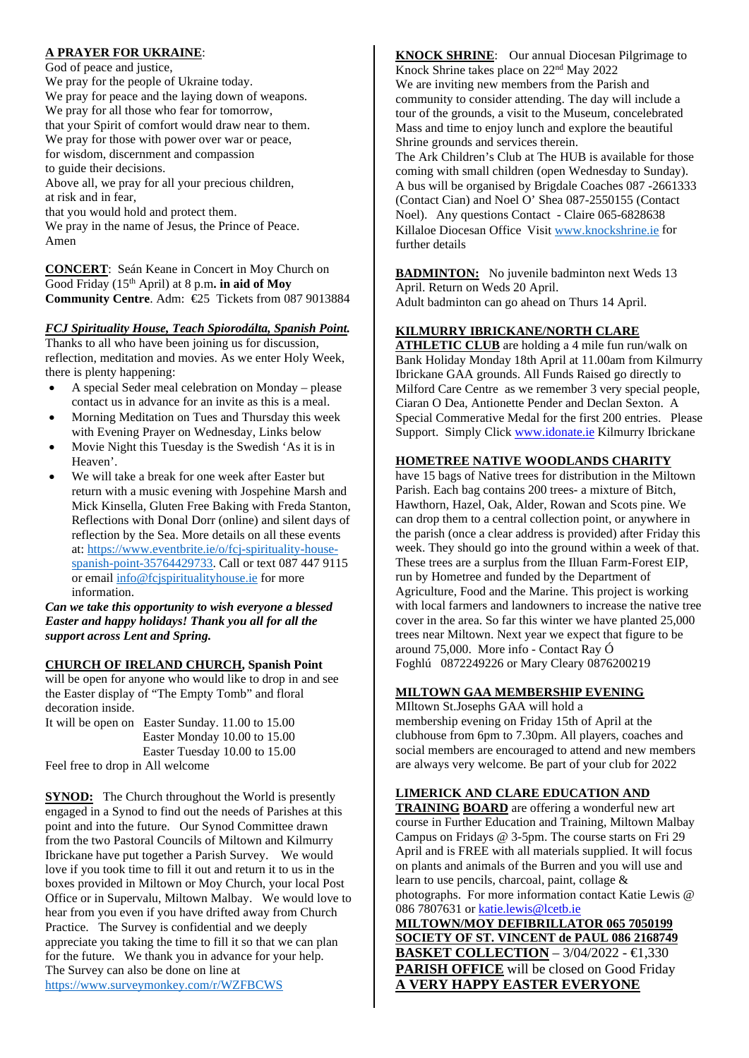**A PRAYER FOR UKRAINE**:

God of peace and justice,
We pray for the people of Ukraine today.
We pray for peace and the laying down of weapons.
We pray for all those who fear for tomorrow,
that your Spirit of comfort would draw near to them.
We pray for those with power over war or peace,
for wisdom, discernment and compassion
to guide their decisions.
Above all, we pray for all your precious children,
at risk and in fear,
that you would hold and protect them.
We pray in the name of Jesus, the Prince of Peace.
Amen

**CONCERT**: Seán Keane in Concert in Moy Church on Good Friday (15th April) at 8 p.m**. in aid of Moy Community Centre**. Adm: €25 Tickets from 087 9013884

***FCJ Spirituality House, Teach Spiorodálta, Spanish Point.***

Thanks to all who have been joining us for discussion, reflection, meditation and movies. As we enter Holy Week, there is plenty happening:

- A special Seder meal celebration on Monday – please contact us in advance for an invite as this is a meal.
- Morning Meditation on Tues and Thursday this week with Evening Prayer on Wednesday, Links below
- Movie Night this Tuesday is the Swedish 'As it is in Heaven'.
- We will take a break for one week after Easter but return with a music evening with Josephine Marsh and Mick Kinsella, Gluten Free Baking with Freda Stanton, Reflections with Donal Dorr (online) and silent days of reflection by the Sea. More details on all these events at: https://www.eventbrite.ie/o/fcj-spirituality-house-spanish-point-35764429733. Call or text 087 447 9115 or email info@fcjspiritualityhouse.ie for more information.

***Can we take this opportunity to wish everyone a blessed Easter and happy holidays! Thank you all for all the support across Lent and Spring.***

**CHURCH OF IRELAND CHURCH, Spanish Point** will be open for anyone who would like to drop in and see the Easter display of "The Empty Tomb" and floral decoration inside.

It will be open on Easter Sunday. 11.00 to 15.00
Easter Monday 10.00 to 15.00
Easter Tuesday 10.00 to 15.00

Feel free to drop in All welcome

**SYNOD:** The Church throughout the World is presently engaged in a Synod to find out the needs of Parishes at this point and into the future. Our Synod Committee drawn from the two Pastoral Councils of Miltown and Kilmurry Ibrickane have put together a Parish Survey. We would love if you took time to fill it out and return it to us in the boxes provided in Miltown or Moy Church, your local Post Office or in Supervalu, Miltown Malbay. We would love to hear from you even if you have drifted away from Church Practice. The Survey is confidential and we deeply appreciate you taking the time to fill it so that we can plan for the future. We thank you in advance for your help. The Survey can also be done on line at https://www.surveymonkey.com/r/WZFBCWS

**KNOCK SHRINE**: Our annual Diocesan Pilgrimage to Knock Shrine takes place on 22nd May 2022
We are inviting new members from the Parish and community to consider attending. The day will include a tour of the grounds, a visit to the Museum, concelebrated Mass and time to enjoy lunch and explore the beautiful Shrine grounds and services therein.
The Ark Children's Club at The HUB is available for those coming with small children (open Wednesday to Sunday).
A bus will be organised by Brigdale Coaches 087 -2661333 (Contact Cian) and Noel O' Shea 087-2550155 (Contact Noel). Any questions Contact - Claire 065-6828638 Killaloe Diocesan Office Visit www.knockshrine.ie for further details

**BADMINTON:** No juvenile badminton next Weds 13 April. Return on Weds 20 April.
Adult badminton can go ahead on Thurs 14 April.

**KILMURRY IBRICKANE/NORTH CLARE ATHLETIC CLUB** are holding a 4 mile fun run/walk on Bank Holiday Monday 18th April at 11.00am from Kilmurry Ibrickane GAA grounds. All Funds Raised go directly to Milford Care Centre as we remember 3 very special people, Ciaran O Dea, Antionette Pender and Declan Sexton. A Special Commerative Medal for the first 200 entries. Please Support. Simply Click www.idonate.ie Kilmurry Ibrickane

**HOMETREE NATIVE WOODLANDS CHARITY** have 15 bags of Native trees for distribution in the Miltown Parish. Each bag contains 200 trees- a mixture of Bitch, Hawthorn, Hazel, Oak, Alder, Rowan and Scots pine. We can drop them to a central collection point, or anywhere in the parish (once a clear address is provided) after Friday this week. They should go into the ground within a week of that. These trees are a surplus from the Illuan Farm-Forest EIP, run by Hometree and funded by the Department of Agriculture, Food and the Marine. This project is working with local farmers and landowners to increase the native tree cover in the area. So far this winter we have planted 25,000 trees near Miltown. Next year we expect that figure to be around 75,000. More info - Contact Ray Ó Foghlú 0872249226 or Mary Cleary 0876200219

**MILTOWN GAA MEMBERSHIP EVENING**

MIltown St.Josephs GAA will hold a membership evening on Friday 15th of April at the clubhouse from 6pm to 7.30pm. All players, coaches and social members are encouraged to attend and new members are always very welcome. Be part of your club for 2022

**LIMERICK AND CLARE EDUCATION AND TRAINING BOARD** are offering a wonderful new art course in Further Education and Training, Miltown Malbay Campus on Fridays @ 3-5pm. The course starts on Fri 29 April and is FREE with all materials supplied. It will focus on plants and animals of the Burren and you will use and learn to use pencils, charcoal, paint, collage & photographs. For more information contact Katie Lewis @ 086 7807631 or katie.lewis@lcetb.ie

**MILTOWN/MOY DEFIBRILLATOR 065 7050199**

**SOCIETY OF ST. VINCENT de PAUL 086 2168749**

**BASKET COLLECTION** – 3/04/2022 - €1,330

**PARISH OFFICE** will be closed on Good Friday

**A VERY HAPPY EASTER EVERYONE**